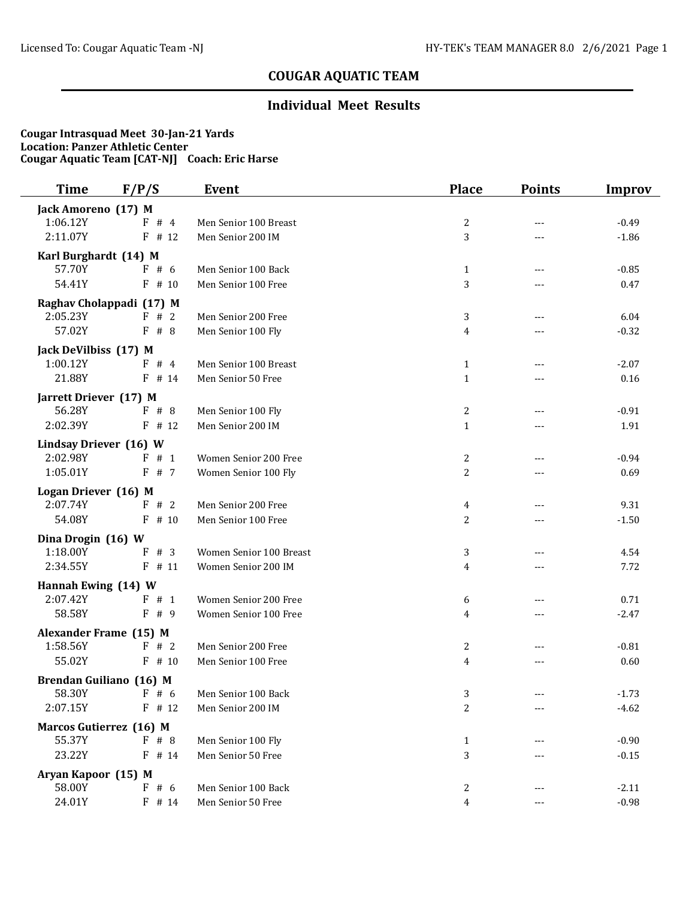# COUGAR AQUATIC TEAM

## Individual Meet Results

**Cougar Intrasquad Meet 30-Jan-21 Yards**
**Location: Panzer Athletic Center**
**Cougar Aquatic Team [CAT-NJ] Coach: Eric Harse**

| Time | F/P/S | Event | Place | Points | Improv |
|---|---|---|---|---|---|
| **Jack Amoreno (17) M** | | | | | |
| 1:06.12Y | F # 4 | Men Senior 100 Breast | 2 | --- | -0.49 |
| 2:11.07Y | F # 12 | Men Senior 200 IM | 3 | --- | -1.86 |
| **Karl Burghardt (14) M** | | | | | |
| 57.70Y | F # 6 | Men Senior 100 Back | 1 | --- | -0.85 |
| 54.41Y | F # 10 | Men Senior 100 Free | 3 | --- | 0.47 |
| **Raghav Cholappadi (17) M** | | | | | |
| 2:05.23Y | F # 2 | Men Senior 200 Free | 3 | --- | 6.04 |
| 57.02Y | F # 8 | Men Senior 100 Fly | 4 | --- | -0.32 |
| **Jack DeVilbiss (17) M** | | | | | |
| 1:00.12Y | F # 4 | Men Senior 100 Breast | 1 | --- | -2.07 |
| 21.88Y | F # 14 | Men Senior 50 Free | 1 | --- | 0.16 |
| **Jarrett Driever (17) M** | | | | | |
| 56.28Y | F # 8 | Men Senior 100 Fly | 2 | --- | -0.91 |
| 2:02.39Y | F # 12 | Men Senior 200 IM | 1 | --- | 1.91 |
| **Lindsay Driever (16) W** | | | | | |
| 2:02.98Y | F # 1 | Women Senior 200 Free | 2 | --- | -0.94 |
| 1:05.01Y | F # 7 | Women Senior 100 Fly | 2 | --- | 0.69 |
| **Logan Driever (16) M** | | | | | |
| 2:07.74Y | F # 2 | Men Senior 200 Free | 4 | --- | 9.31 |
| 54.08Y | F # 10 | Men Senior 100 Free | 2 | --- | -1.50 |
| **Dina Drogin (16) W** | | | | | |
| 1:18.00Y | F # 3 | Women Senior 100 Breast | 3 | --- | 4.54 |
| 2:34.55Y | F # 11 | Women Senior 200 IM | 4 | --- | 7.72 |
| **Hannah Ewing (14) W** | | | | | |
| 2:07.42Y | F # 1 | Women Senior 200 Free | 6 | --- | 0.71 |
| 58.58Y | F # 9 | Women Senior 100 Free | 4 | --- | -2.47 |
| **Alexander Frame (15) M** | | | | | |
| 1:58.56Y | F # 2 | Men Senior 200 Free | 2 | --- | -0.81 |
| 55.02Y | F # 10 | Men Senior 100 Free | 4 | --- | 0.60 |
| **Brendan Guiliano (16) M** | | | | | |
| 58.30Y | F # 6 | Men Senior 100 Back | 3 | --- | -1.73 |
| 2:07.15Y | F # 12 | Men Senior 200 IM | 2 | --- | -4.62 |
| **Marcos Gutierrez (16) M** | | | | | |
| 55.37Y | F # 8 | Men Senior 100 Fly | 1 | --- | -0.90 |
| 23.22Y | F # 14 | Men Senior 50 Free | 3 | --- | -0.15 |
| **Aryan Kapoor (15) M** | | | | | |
| 58.00Y | F # 6 | Men Senior 100 Back | 2 | --- | -2.11 |
| 24.01Y | F # 14 | Men Senior 50 Free | 4 | --- | -0.98 |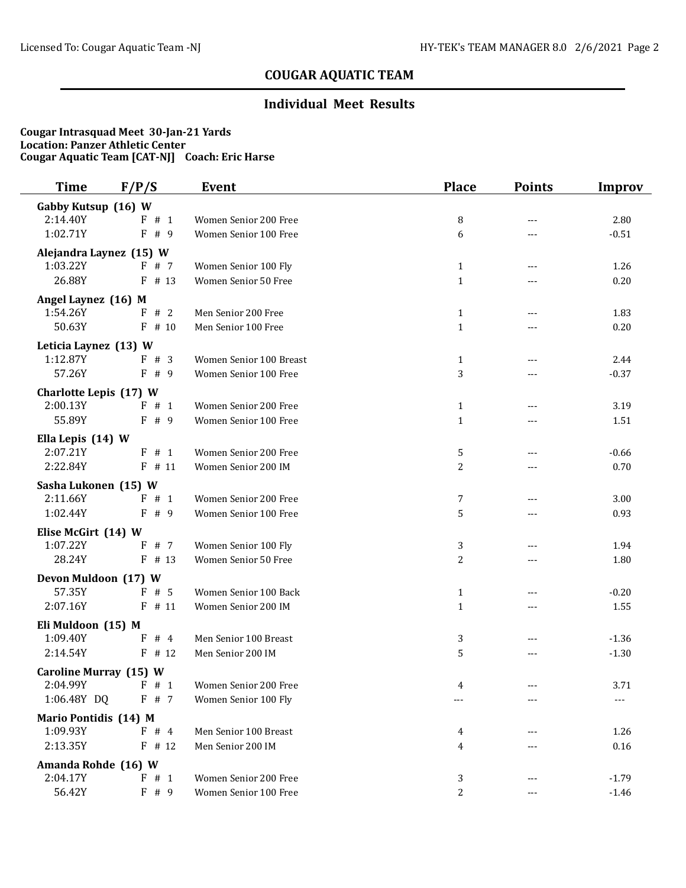## COUGAR AQUATIC TEAM

### Individual Meet Results

**Cougar Intrasquad Meet 30-Jan-21 Yards**
**Location: Panzer Athletic Center**
**Cougar Aquatic Team [CAT-NJ] Coach: Eric Harse**

| Time | F/P/S | Event | Place | Points | Improv |
|---|---|---|---|---|---|
| **Gabby Kutsup (16) W** | | | | | |
| 2:14.40Y | F # 1 | Women Senior 200 Free | 8 | --- | 2.80 |
| 1:02.71Y | F # 9 | Women Senior 100 Free | 6 | --- | -0.51 |
| **Alejandra Laynez (15) W** | | | | | |
| 1:03.22Y | F # 7 | Women Senior 100 Fly | 1 | --- | 1.26 |
| 26.88Y | F # 13 | Women Senior 50 Free | 1 | --- | 0.20 |
| **Angel Laynez (16) M** | | | | | |
| 1:54.26Y | F # 2 | Men Senior 200 Free | 1 | --- | 1.83 |
| 50.63Y | F # 10 | Men Senior 100 Free | 1 | --- | 0.20 |
| **Leticia Laynez (13) W** | | | | | |
| 1:12.87Y | F # 3 | Women Senior 100 Breast | 1 | --- | 2.44 |
| 57.26Y | F # 9 | Women Senior 100 Free | 3 | --- | -0.37 |
| **Charlotte Lepis (17) W** | | | | | |
| 2:00.13Y | F # 1 | Women Senior 200 Free | 1 | --- | 3.19 |
| 55.89Y | F # 9 | Women Senior 100 Free | 1 | --- | 1.51 |
| **Ella Lepis (14) W** | | | | | |
| 2:07.21Y | F # 1 | Women Senior 200 Free | 5 | --- | -0.66 |
| 2:22.84Y | F # 11 | Women Senior 200 IM | 2 | --- | 0.70 |
| **Sasha Lukonen (15) W** | | | | | |
| 2:11.66Y | F # 1 | Women Senior 200 Free | 7 | --- | 3.00 |
| 1:02.44Y | F # 9 | Women Senior 100 Free | 5 | --- | 0.93 |
| **Elise McGirt (14) W** | | | | | |
| 1:07.22Y | F # 7 | Women Senior 100 Fly | 3 | --- | 1.94 |
| 28.24Y | F # 13 | Women Senior 50 Free | 2 | --- | 1.80 |
| **Devon Muldoon (17) W** | | | | | |
| 57.35Y | F # 5 | Women Senior 100 Back | 1 | --- | -0.20 |
| 2:07.16Y | F # 11 | Women Senior 200 IM | 1 | --- | 1.55 |
| **Eli Muldoon (15) M** | | | | | |
| 1:09.40Y | F # 4 | Men Senior 100 Breast | 3 | --- | -1.36 |
| 2:14.54Y | F # 12 | Men Senior 200 IM | 5 | --- | -1.30 |
| **Caroline Murray (15) W** | | | | | |
| 2:04.99Y | F # 1 | Women Senior 200 Free | 4 | --- | 3.71 |
| 1:06.48Y DQ | F # 7 | Women Senior 100 Fly | --- | --- | --- |
| **Mario Pontidis (14) M** | | | | | |
| 1:09.93Y | F # 4 | Men Senior 100 Breast | 4 | --- | 1.26 |
| 2:13.35Y | F # 12 | Men Senior 200 IM | 4 | --- | 0.16 |
| **Amanda Rohde (16) W** | | | | | |
| 2:04.17Y | F # 1 | Women Senior 200 Free | 3 | --- | -1.79 |
| 56.42Y | F # 9 | Women Senior 100 Free | 2 | --- | -1.46 |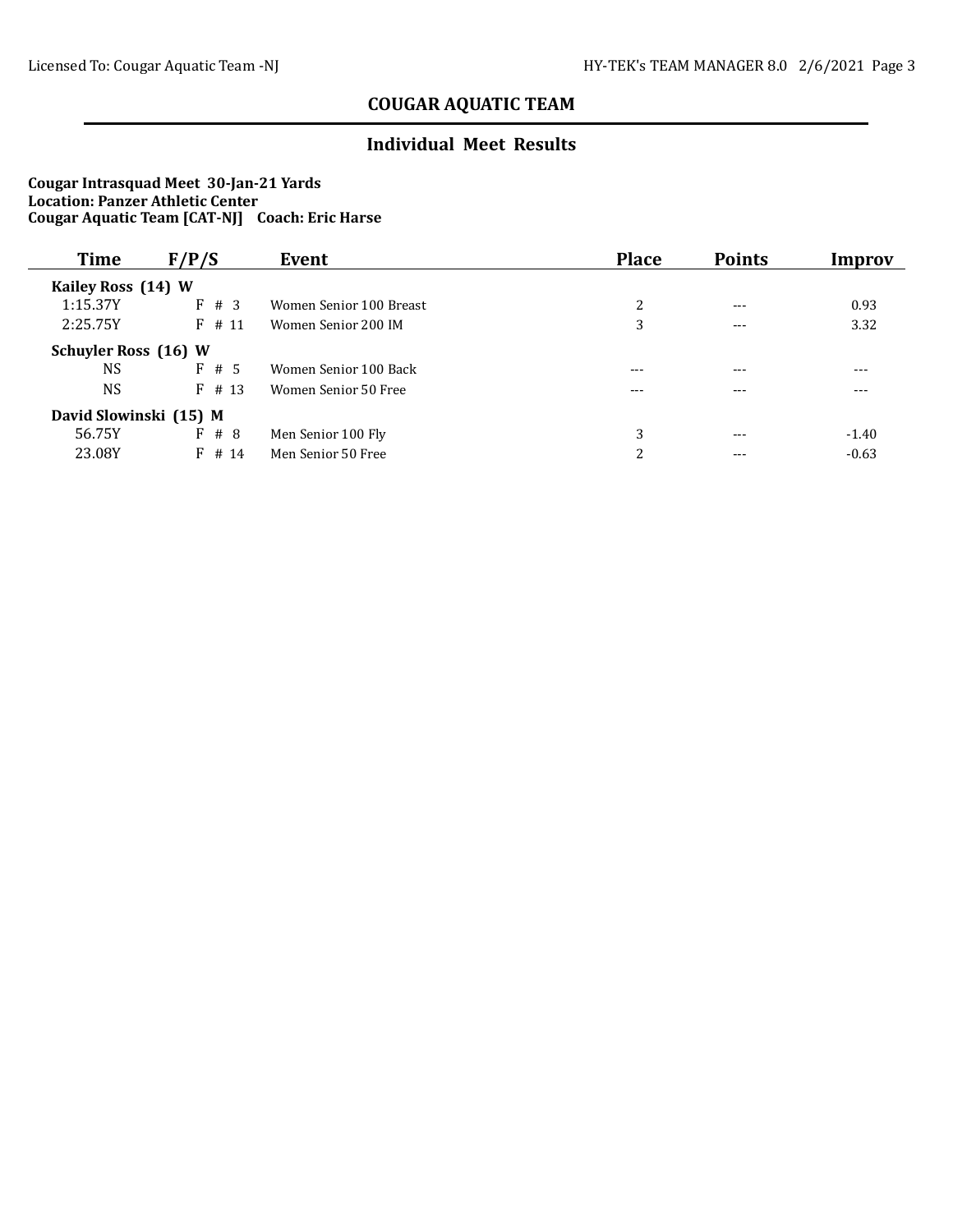## COUGAR AQUATIC TEAM

### Individual Meet Results

**Cougar Intrasquad Meet 30-Jan-21 Yards**
**Location: Panzer Athletic Center**
**Cougar Aquatic Team [CAT-NJ] Coach: Eric Harse**

| Time | F/P/S | Event | Place | Points | Improv |
| --- | --- | --- | --- | --- | --- |
| **Kailey Ross (14) W** | | | | | |
| 1:15.37Y | F # 3 | Women Senior 100 Breast | 2 | --- | 0.93 |
| 2:25.75Y | F # 11 | Women Senior 200 IM | 3 | --- | 3.32 |
| **Schuyler Ross (16) W** | | | | | |
| NS | F # 5 | Women Senior 100 Back | --- | --- | --- |
| NS | F # 13 | Women Senior 50 Free | --- | --- | --- |
| **David Slowinski (15) M** | | | | | |
| 56.75Y | F # 8 | Men Senior 100 Fly | 3 | --- | -1.40 |
| 23.08Y | F # 14 | Men Senior 50 Free | 2 | --- | -0.63 |